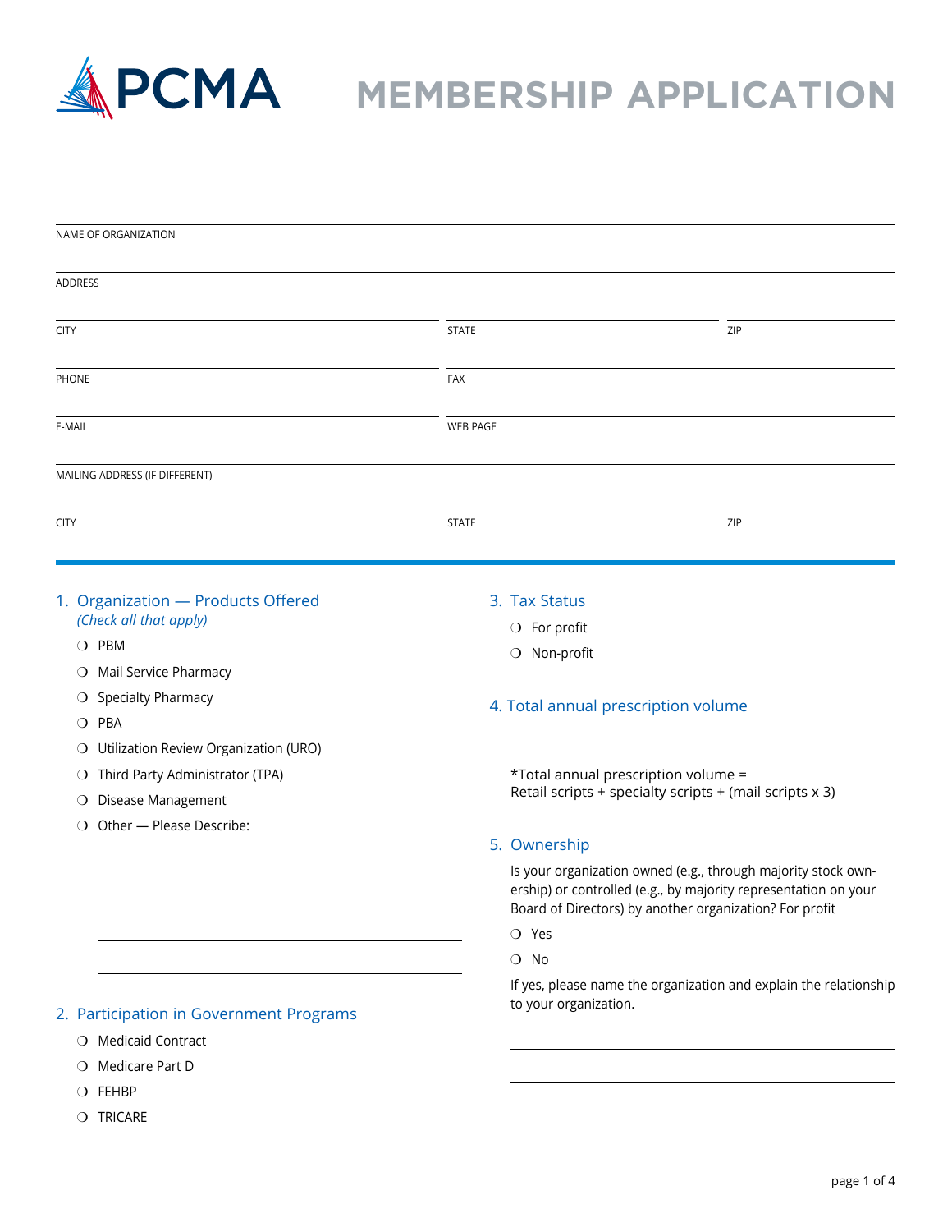# PCMA MEMBERSHIP APPLICATION

NAME OF ORGANIZATION

ADDRESS

CITY | STATE | ZIP

PHONE | FAX

E-MAIL | WEB PAGE

MAILING ADDRESS (IF DIFFERENT)

CITY | STATE | ZIP

## 1. Organization — Products Offered

*(Check all that apply)*

- ❍ PBM
- ❍ Mail Service Pharmacy
- ❍ Specialty Pharmacy
- ❍ PBA
- ❍ Utilization Review Organization (URO)
- ❍ Third Party Administrator (TPA)
- ❍ Disease Management
- ❍ Other — Please Describe:

## 2. Participation in Government Programs

- ❍ Medicaid Contract
- ❍ Medicare Part D
- ❍ FEHBP
- ❍ TRICARE

## 3. Tax Status

- ❍ For profit
- ❍ Non-profit

## 4. Total annual prescription volume

*Total annual prescription volume =
Retail scripts + specialty scripts + (mail scripts x 3)

## 5. Ownership

Is your organization owned (e.g., through majority stock ownership) or controlled (e.g., by majority representation on your Board of Directors) by another organization? For profit

- ❍ Yes
- ❍ No

If yes, please name the organization and explain the relationship to your organization.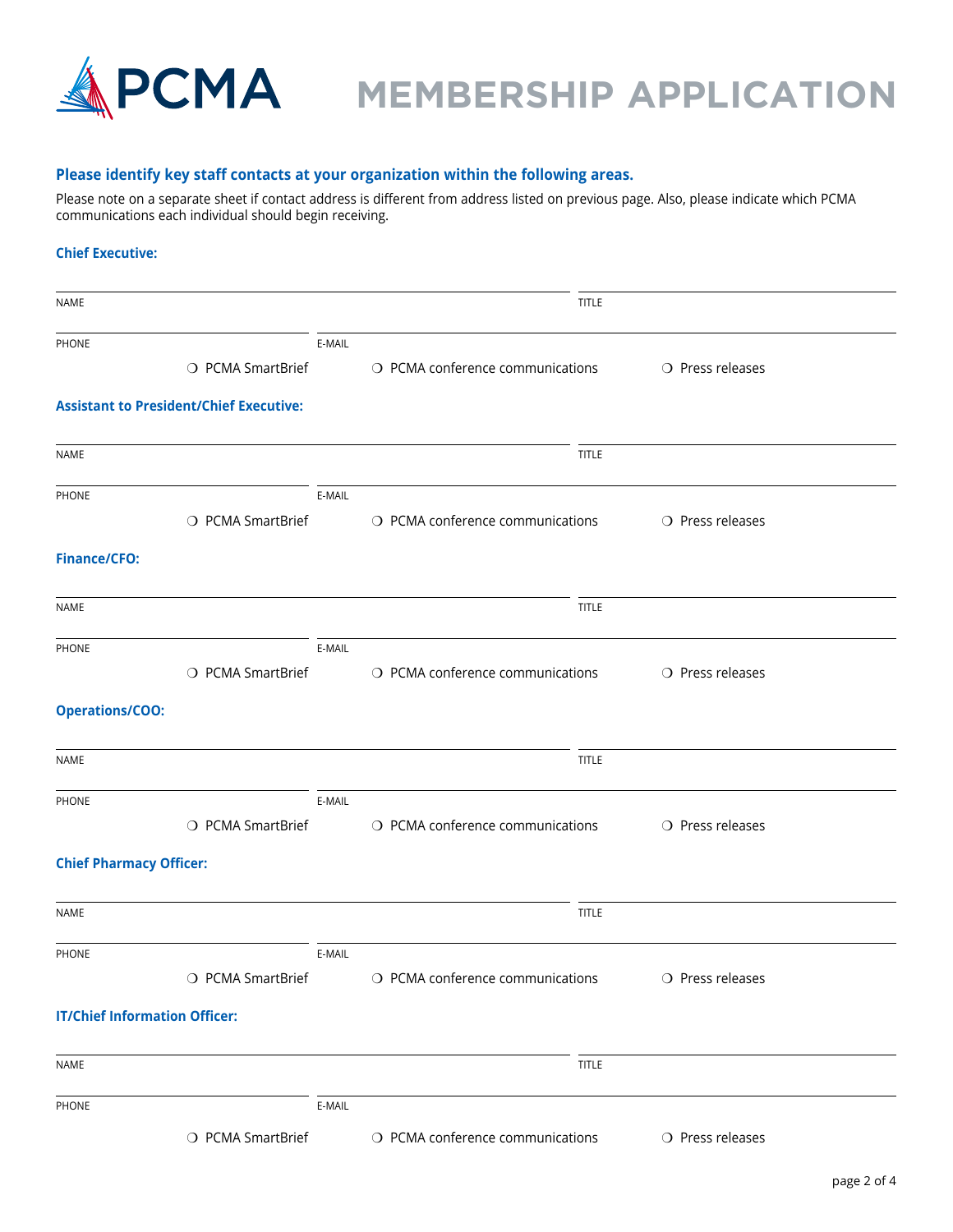# PCMA MEMBERSHIP APPLICATION

### Please identify key staff contacts at your organization within the following areas.

Please note on a separate sheet if contact address is different from address listed on previous page. Also, please indicate which PCMA communications each individual should begin receiving.

**Chief Executive:**

NAME ______________________ TITLE ______________________

PHONE ______________________ E-MAIL ______________________

❍ PCMA SmartBrief ❍ PCMA conference communications ❍ Press releases

**Assistant to President/Chief Executive:**

NAME ______________________ TITLE ______________________

PHONE ______________________ E-MAIL ______________________

❍ PCMA SmartBrief ❍ PCMA conference communications ❍ Press releases

**Finance/CFO:**

NAME ______________________ TITLE ______________________

PHONE ______________________ E-MAIL ______________________

❍ PCMA SmartBrief ❍ PCMA conference communications ❍ Press releases

**Operations/COO:**

NAME ______________________ TITLE ______________________

PHONE ______________________ E-MAIL ______________________

❍ PCMA SmartBrief ❍ PCMA conference communications ❍ Press releases

**Chief Pharmacy Officer:**

NAME ______________________ TITLE ______________________

PHONE ______________________ E-MAIL ______________________

❍ PCMA SmartBrief ❍ PCMA conference communications ❍ Press releases

**IT/Chief Information Officer:**

NAME ______________________ TITLE ______________________

PHONE ______________________ E-MAIL ______________________

❍ PCMA SmartBrief ❍ PCMA conference communications ❍ Press releases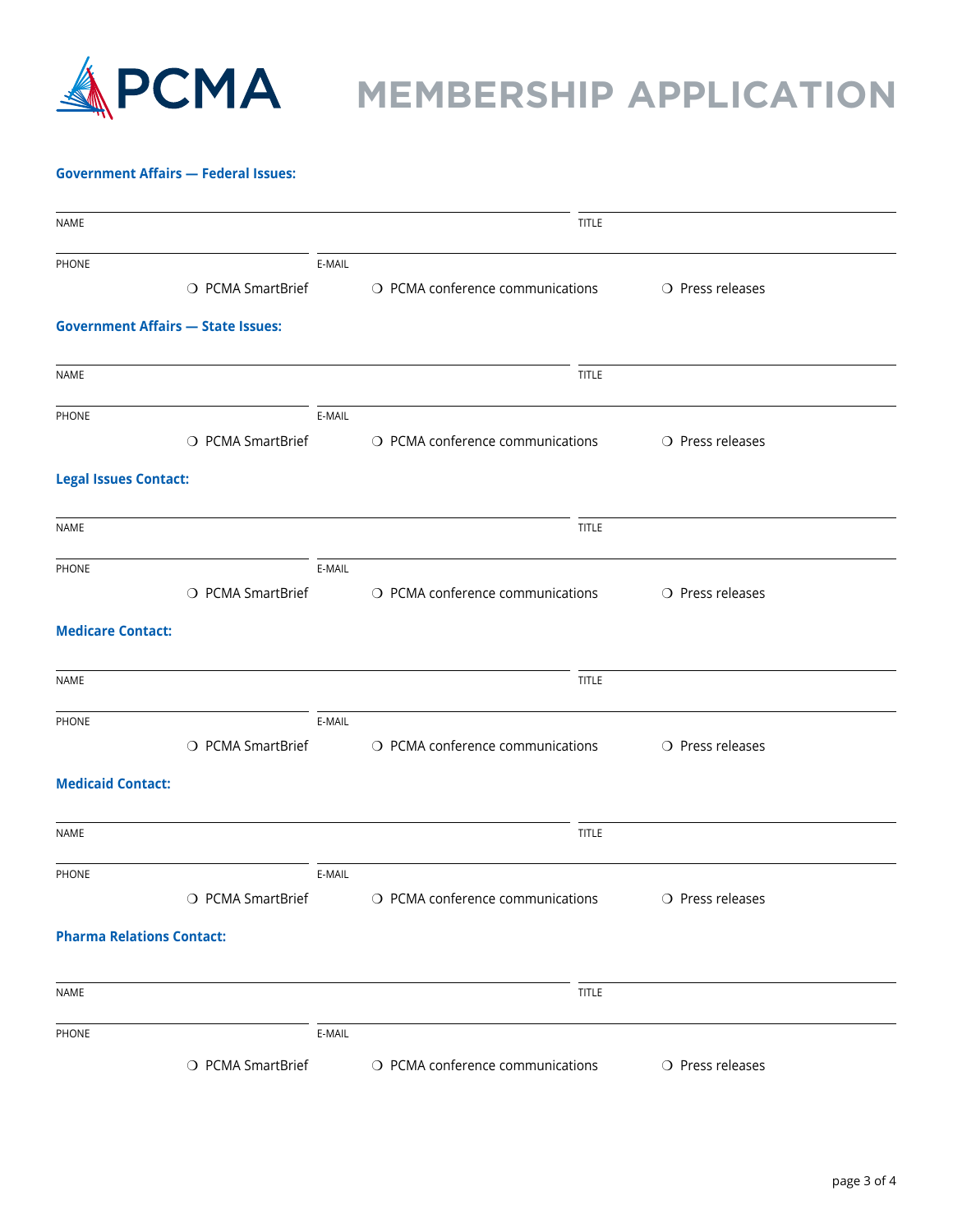# MEMBERSHIP APPLICATION

**Government Affairs — Federal Issues:**

NAME ____________________ TITLE ____________________

PHONE ____________________ E-MAIL ____________________

❍ PCMA SmartBrief ❍ PCMA conference communications ❍ Press releases

**Government Affairs — State Issues:**

NAME ____________________ TITLE ____________________

PHONE ____________________ E-MAIL ____________________

❍ PCMA SmartBrief ❍ PCMA conference communications ❍ Press releases

**Legal Issues Contact:**

NAME ____________________ TITLE ____________________

PHONE ____________________ E-MAIL ____________________

❍ PCMA SmartBrief ❍ PCMA conference communications ❍ Press releases

**Medicare Contact:**

NAME ____________________ TITLE ____________________

PHONE ____________________ E-MAIL ____________________

❍ PCMA SmartBrief ❍ PCMA conference communications ❍ Press releases

**Medicaid Contact:**

NAME ____________________ TITLE ____________________

PHONE ____________________ E-MAIL ____________________

❍ PCMA SmartBrief ❍ PCMA conference communications ❍ Press releases

**Pharma Relations Contact:**

NAME ____________________ TITLE ____________________

PHONE ____________________ E-MAIL ____________________

❍ PCMA SmartBrief ❍ PCMA conference communications ❍ Press releases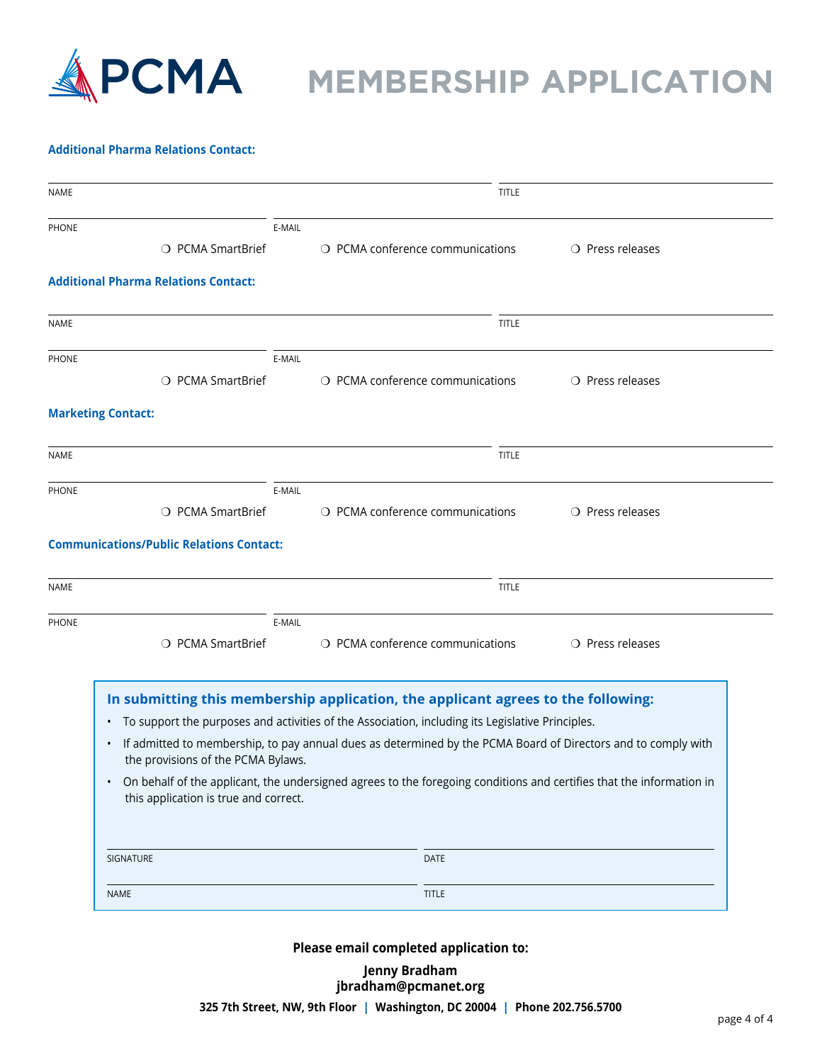# PCMA MEMBERSHIP APPLICATION

**Additional Pharma Relations Contact:**

NAME ____________________ TITLE ____________________

PHONE ____________________ E-MAIL ____________________

❍ PCMA SmartBrief ❍ PCMA conference communications ❍ Press releases

**Additional Pharma Relations Contact:**

NAME ____________________ TITLE ____________________

PHONE ____________________ E-MAIL ____________________

❍ PCMA SmartBrief ❍ PCMA conference communications ❍ Press releases

**Marketing Contact:**

NAME ____________________ TITLE ____________________

PHONE ____________________ E-MAIL ____________________

❍ PCMA SmartBrief ❍ PCMA conference communications ❍ Press releases

**Communications/Public Relations Contact:**

NAME ____________________ TITLE ____________________

PHONE ____________________ E-MAIL ____________________

❍ PCMA SmartBrief ❍ PCMA conference communications ❍ Press releases

**In submitting this membership application, the applicant agrees to the following:**

- To support the purposes and activities of the Association, including its Legislative Principles.
- If admitted to membership, to pay annual dues as determined by the PCMA Board of Directors and to comply with the provisions of the PCMA Bylaws.
- On behalf of the applicant, the undersigned agrees to the foregoing conditions and certifies that the information in this application is true and correct.

SIGNATURE ____________________ DATE ____________________

NAME ____________________ TITLE ____________________

**Please email completed application to:**

**Jenny Bradham**
**jbradham@pcmanet.org**

**325 7th Street, NW, 9th Floor | Washington, DC 20004 | Phone 202.756.5700**